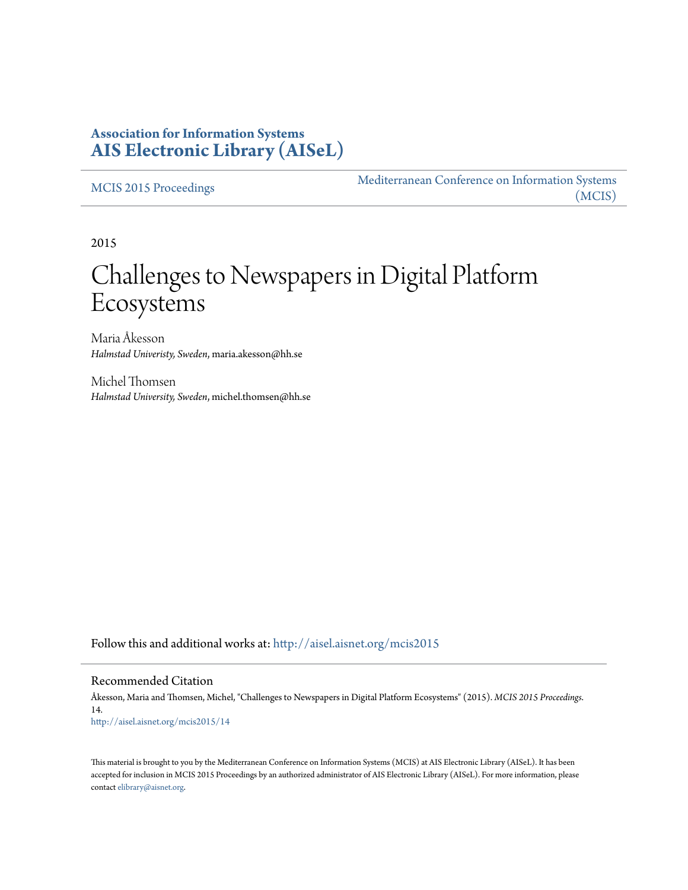**Association for Information Systems**
**AIS Electronic Library (AISeL)**

MCIS 2015 Proceedings

Mediterranean Conference on Information Systems (MCIS)

2015

# Challenges to Newspapers in Digital Platform Ecosystems

Maria Åkesson
*Halmstad Univeristy, Sweden*, maria.akesson@hh.se

Michel Thomsen
*Halmstad University, Sweden*, michel.thomsen@hh.se

Follow this and additional works at: http://aisel.aisnet.org/mcis2015

## Recommended Citation

Åkesson, Maria and Thomsen, Michel, "Challenges to Newspapers in Digital Platform Ecosystems" (2015). *MCIS 2015 Proceedings*. 14.
http://aisel.aisnet.org/mcis2015/14

This material is brought to you by the Mediterranean Conference on Information Systems (MCIS) at AIS Electronic Library (AISeL). It has been accepted for inclusion in MCIS 2015 Proceedings by an authorized administrator of AIS Electronic Library (AISeL). For more information, please contact elibrary@aisnet.org.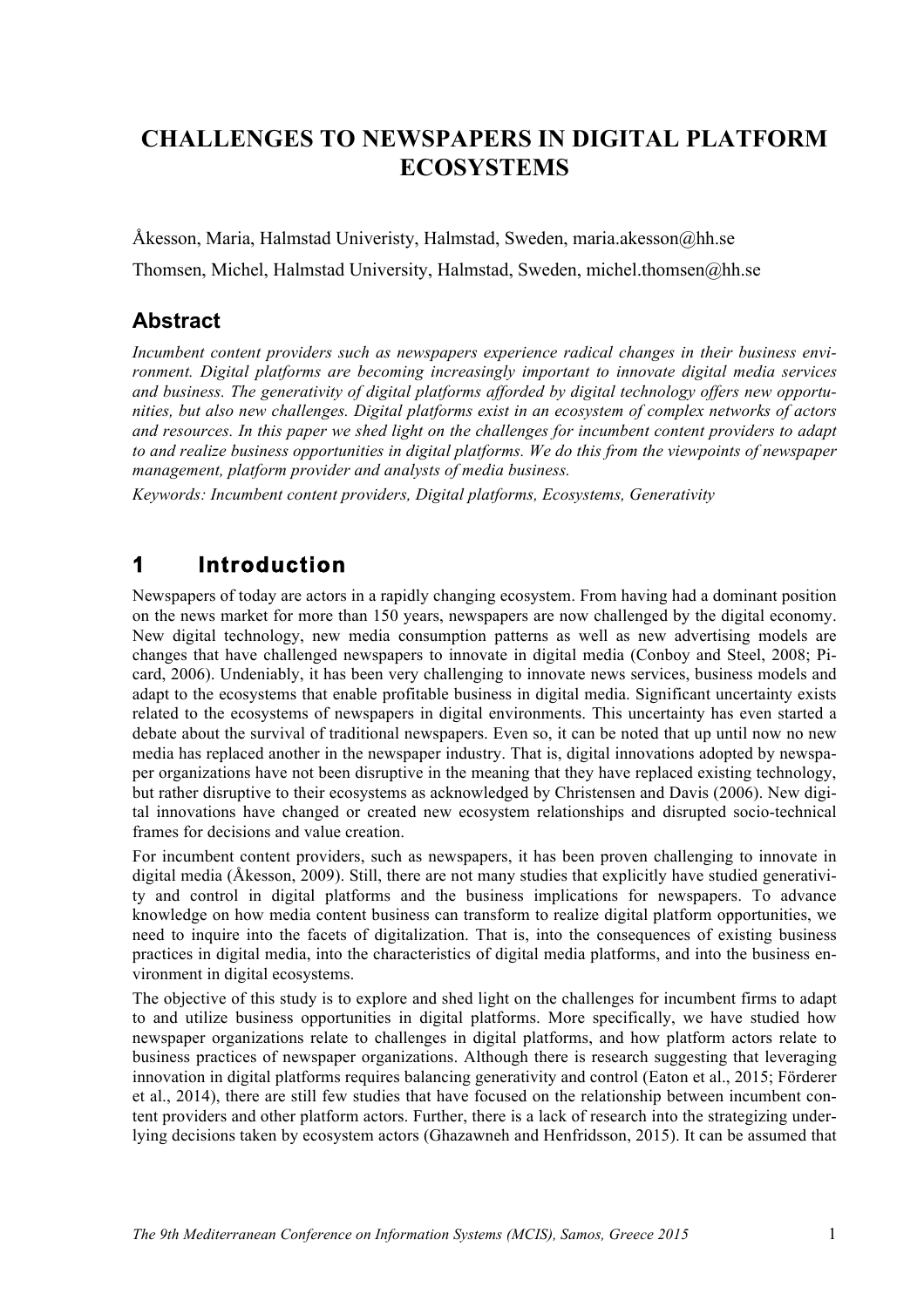# CHALLENGES TO NEWSPAPERS IN DIGITAL PLATFORM ECOSYSTEMS

Åkesson, Maria, Halmstad Univeristy, Halmstad, Sweden, maria.akesson@hh.se

Thomsen, Michel, Halmstad University, Halmstad, Sweden, michel.thomsen@hh.se

## Abstract

*Incumbent content providers such as newspapers experience radical changes in their business environment. Digital platforms are becoming increasingly important to innovate digital media services and business. The generativity of digital platforms afforded by digital technology offers new opportunities, but also new challenges. Digital platforms exist in an ecosystem of complex networks of actors and resources. In this paper we shed light on the challenges for incumbent content providers to adapt to and realize business opportunities in digital platforms. We do this from the viewpoints of newspaper management, platform provider and analysts of media business.*

*Keywords: Incumbent content providers, Digital platforms, Ecosystems, Generativity*

## 1 Introduction

Newspapers of today are actors in a rapidly changing ecosystem. From having had a dominant position on the news market for more than 150 years, newspapers are now challenged by the digital economy. New digital technology, new media consumption patterns as well as new advertising models are changes that have challenged newspapers to innovate in digital media (Conboy and Steel, 2008; Picard, 2006). Undeniably, it has been very challenging to innovate news services, business models and adapt to the ecosystems that enable profitable business in digital media. Significant uncertainty exists related to the ecosystems of newspapers in digital environments. This uncertainty has even started a debate about the survival of traditional newspapers. Even so, it can be noted that up until now no new media has replaced another in the newspaper industry. That is, digital innovations adopted by newspaper organizations have not been disruptive in the meaning that they have replaced existing technology, but rather disruptive to their ecosystems as acknowledged by Christensen and Davis (2006). New digital innovations have changed or created new ecosystem relationships and disrupted socio-technical frames for decisions and value creation.

For incumbent content providers, such as newspapers, it has been proven challenging to innovate in digital media (Åkesson, 2009). Still, there are not many studies that explicitly have studied generativity and control in digital platforms and the business implications for newspapers. To advance knowledge on how media content business can transform to realize digital platform opportunities, we need to inquire into the facets of digitalization. That is, into the consequences of existing business practices in digital media, into the characteristics of digital media platforms, and into the business environment in digital ecosystems.

The objective of this study is to explore and shed light on the challenges for incumbent firms to adapt to and utilize business opportunities in digital platforms. More specifically, we have studied how newspaper organizations relate to challenges in digital platforms, and how platform actors relate to business practices of newspaper organizations. Although there is research suggesting that leveraging innovation in digital platforms requires balancing generativity and control (Eaton et al., 2015; Förderer et al., 2014), there are still few studies that have focused on the relationship between incumbent content providers and other platform actors. Further, there is a lack of research into the strategizing underlying decisions taken by ecosystem actors (Ghazawneh and Henfridsson, 2015). It can be assumed that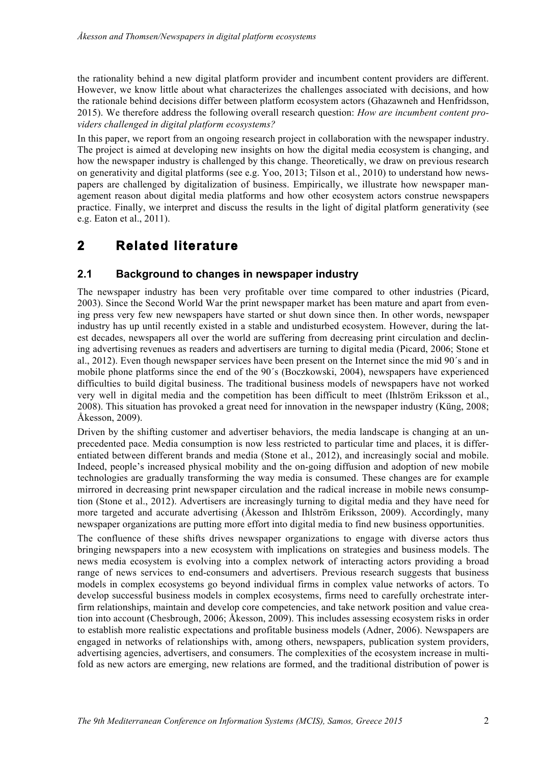the rationality behind a new digital platform provider and incumbent content providers are different. However, we know little about what characterizes the challenges associated with decisions, and how the rationale behind decisions differ between platform ecosystem actors (Ghazawneh and Henfridsson, 2015). We therefore address the following overall research question: *How are incumbent content providers challenged in digital platform ecosystems?*

In this paper, we report from an ongoing research project in collaboration with the newspaper industry. The project is aimed at developing new insights on how the digital media ecosystem is changing, and how the newspaper industry is challenged by this change. Theoretically, we draw on previous research on generativity and digital platforms (see e.g. Yoo, 2013; Tilson et al., 2010) to understand how newspapers are challenged by digitalization of business. Empirically, we illustrate how newspaper management reason about digital media platforms and how other ecosystem actors construe newspapers practice. Finally, we interpret and discuss the results in the light of digital platform generativity (see e.g. Eaton et al., 2011).

# 2 Related literature

## 2.1 Background to changes in newspaper industry

The newspaper industry has been very profitable over time compared to other industries (Picard, 2003). Since the Second World War the print newspaper market has been mature and apart from evening press very few new newspapers have started or shut down since then. In other words, newspaper industry has up until recently existed in a stable and undisturbed ecosystem. However, during the latest decades, newspapers all over the world are suffering from decreasing print circulation and declining advertising revenues as readers and advertisers are turning to digital media (Picard, 2006; Stone et al., 2012). Even though newspaper services have been present on the Internet since the mid 90´s and in mobile phone platforms since the end of the 90´s (Boczkowski, 2004), newspapers have experienced difficulties to build digital business. The traditional business models of newspapers have not worked very well in digital media and the competition has been difficult to meet (Ihlström Eriksson et al., 2008). This situation has provoked a great need for innovation in the newspaper industry (Küng, 2008; Åkesson, 2009).

Driven by the shifting customer and advertiser behaviors, the media landscape is changing at an unprecedented pace. Media consumption is now less restricted to particular time and places, it is differentiated between different brands and media (Stone et al., 2012), and increasingly social and mobile. Indeed, people's increased physical mobility and the on-going diffusion and adoption of new mobile technologies are gradually transforming the way media is consumed. These changes are for example mirrored in decreasing print newspaper circulation and the radical increase in mobile news consumption (Stone et al., 2012). Advertisers are increasingly turning to digital media and they have need for more targeted and accurate advertising (Åkesson and Ihlström Eriksson, 2009). Accordingly, many newspaper organizations are putting more effort into digital media to find new business opportunities.

The confluence of these shifts drives newspaper organizations to engage with diverse actors thus bringing newspapers into a new ecosystem with implications on strategies and business models. The news media ecosystem is evolving into a complex network of interacting actors providing a broad range of news services to end-consumers and advertisers. Previous research suggests that business models in complex ecosystems go beyond individual firms in complex value networks of actors. To develop successful business models in complex ecosystems, firms need to carefully orchestrate inter-firm relationships, maintain and develop core competencies, and take network position and value creation into account (Chesbrough, 2006; Åkesson, 2009). This includes assessing ecosystem risks in order to establish more realistic expectations and profitable business models (Adner, 2006). Newspapers are engaged in networks of relationships with, among others, newspapers, publication system providers, advertising agencies, advertisers, and consumers. The complexities of the ecosystem increase in multifold as new actors are emerging, new relations are formed, and the traditional distribution of power is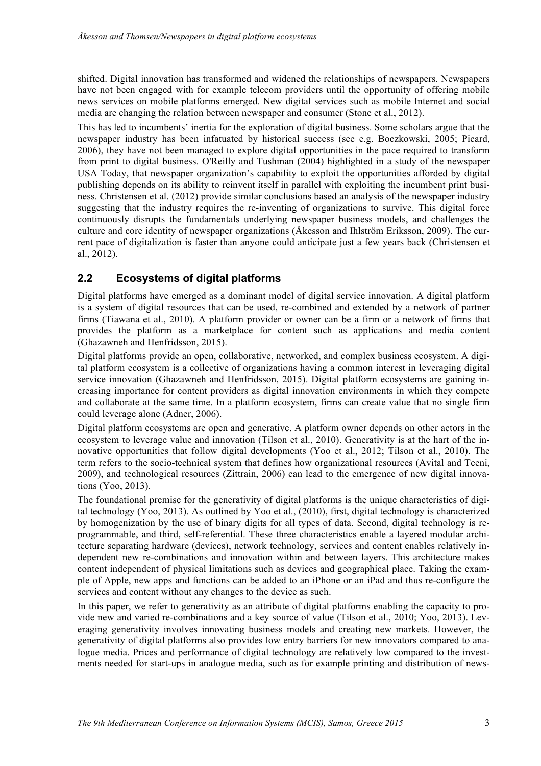shifted. Digital innovation has transformed and widened the relationships of newspapers. Newspapers have not been engaged with for example telecom providers until the opportunity of offering mobile news services on mobile platforms emerged. New digital services such as mobile Internet and social media are changing the relation between newspaper and consumer (Stone et al., 2012).

This has led to incumbents' inertia for the exploration of digital business. Some scholars argue that the newspaper industry has been infatuated by historical success (see e.g. Boczkowski, 2005; Picard, 2006), they have not been managed to explore digital opportunities in the pace required to transform from print to digital business. O'Reilly and Tushman (2004) highlighted in a study of the newspaper USA Today, that newspaper organization's capability to exploit the opportunities afforded by digital publishing depends on its ability to reinvent itself in parallel with exploiting the incumbent print business. Christensen et al. (2012) provide similar conclusions based an analysis of the newspaper industry suggesting that the industry requires the re-inventing of organizations to survive. This digital force continuously disrupts the fundamentals underlying newspaper business models, and challenges the culture and core identity of newspaper organizations (Åkesson and Ihlström Eriksson, 2009). The current pace of digitalization is faster than anyone could anticipate just a few years back (Christensen et al., 2012).

## 2.2 Ecosystems of digital platforms

Digital platforms have emerged as a dominant model of digital service innovation. A digital platform is a system of digital resources that can be used, re-combined and extended by a network of partner firms (Tiawana et al., 2010). A platform provider or owner can be a firm or a network of firms that provides the platform as a marketplace for content such as applications and media content (Ghazawneh and Henfridsson, 2015).

Digital platforms provide an open, collaborative, networked, and complex business ecosystem. A digital platform ecosystem is a collective of organizations having a common interest in leveraging digital service innovation (Ghazawneh and Henfridsson, 2015). Digital platform ecosystems are gaining increasing importance for content providers as digital innovation environments in which they compete and collaborate at the same time. In a platform ecosystem, firms can create value that no single firm could leverage alone (Adner, 2006).

Digital platform ecosystems are open and generative. A platform owner depends on other actors in the ecosystem to leverage value and innovation (Tilson et al., 2010). Generativity is at the hart of the innovative opportunities that follow digital developments (Yoo et al., 2012; Tilson et al., 2010). The term refers to the socio-technical system that defines how organizational resources (Avital and Teeni, 2009), and technological resources (Zittrain, 2006) can lead to the emergence of new digital innovations (Yoo, 2013).

The foundational premise for the generativity of digital platforms is the unique characteristics of digital technology (Yoo, 2013). As outlined by Yoo et al., (2010), first, digital technology is characterized by homogenization by the use of binary digits for all types of data. Second, digital technology is reprogrammable, and third, self-referential. These three characteristics enable a layered modular architecture separating hardware (devices), network technology, services and content enables relatively independent new re-combinations and innovation within and between layers. This architecture makes content independent of physical limitations such as devices and geographical place. Taking the example of Apple, new apps and functions can be added to an iPhone or an iPad and thus re-configure the services and content without any changes to the device as such.

In this paper, we refer to generativity as an attribute of digital platforms enabling the capacity to provide new and varied re-combinations and a key source of value (Tilson et al., 2010; Yoo, 2013). Leveraging generativity involves innovating business models and creating new markets. However, the generativity of digital platforms also provides low entry barriers for new innovators compared to analogue media. Prices and performance of digital technology are relatively low compared to the investments needed for start-ups in analogue media, such as for example printing and distribution of news-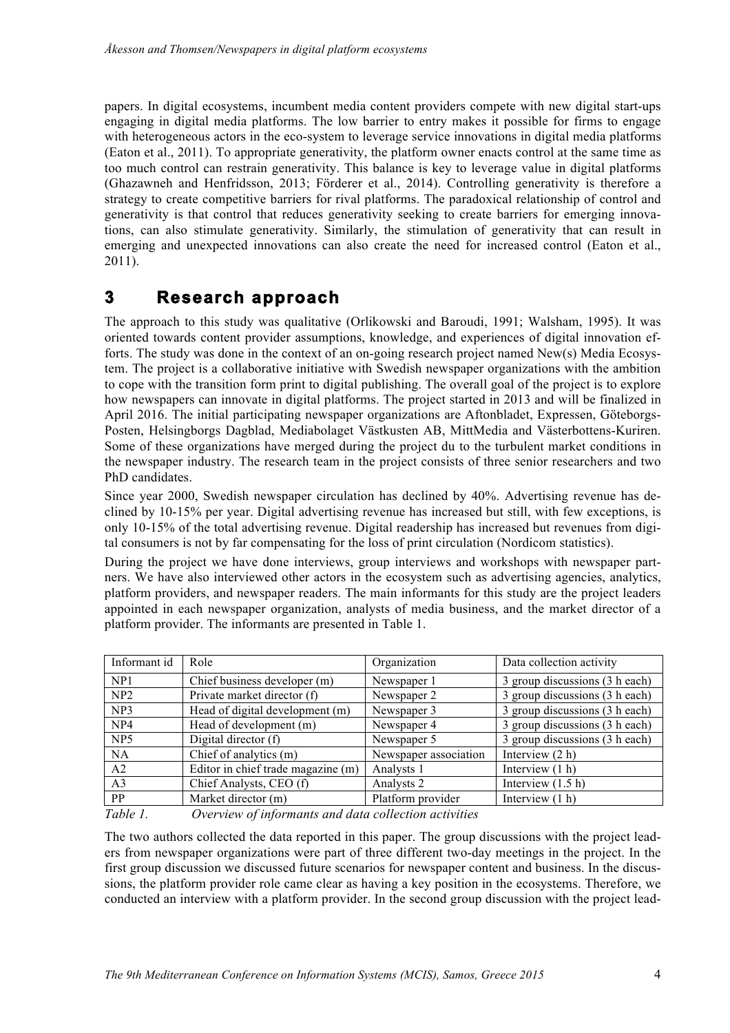papers. In digital ecosystems, incumbent media content providers compete with new digital start-ups engaging in digital media platforms. The low barrier to entry makes it possible for firms to engage with heterogeneous actors in the eco-system to leverage service innovations in digital media platforms (Eaton et al., 2011). To appropriate generativity, the platform owner enacts control at the same time as too much control can restrain generativity. This balance is key to leverage value in digital platforms (Ghazawneh and Henfridsson, 2013; Förderer et al., 2014). Controlling generativity is therefore a strategy to create competitive barriers for rival platforms. The paradoxical relationship of control and generativity is that control that reduces generativity seeking to create barriers for emerging innovations, can also stimulate generativity. Similarly, the stimulation of generativity that can result in emerging and unexpected innovations can also create the need for increased control (Eaton et al., 2011).

# 3 Research approach

The approach to this study was qualitative (Orlikowski and Baroudi, 1991; Walsham, 1995). It was oriented towards content provider assumptions, knowledge, and experiences of digital innovation efforts. The study was done in the context of an on-going research project named New(s) Media Ecosystem. The project is a collaborative initiative with Swedish newspaper organizations with the ambition to cope with the transition form print to digital publishing. The overall goal of the project is to explore how newspapers can innovate in digital platforms. The project started in 2013 and will be finalized in April 2016. The initial participating newspaper organizations are Aftonbladet, Expressen, Göteborgs-Posten, Helsingborgs Dagblad, Mediabolaget Västkusten AB, MittMedia and Västerbottens-Kuriren. Some of these organizations have merged during the project du to the turbulent market conditions in the newspaper industry. The research team in the project consists of three senior researchers and two PhD candidates.

Since year 2000, Swedish newspaper circulation has declined by 40%. Advertising revenue has declined by 10-15% per year. Digital advertising revenue has increased but still, with few exceptions, is only 10-15% of the total advertising revenue. Digital readership has increased but revenues from digital consumers is not by far compensating for the loss of print circulation (Nordicom statistics).

During the project we have done interviews, group interviews and workshops with newspaper partners. We have also interviewed other actors in the ecosystem such as advertising agencies, analytics, platform providers, and newspaper readers. The main informants for this study are the project leaders appointed in each newspaper organization, analysts of media business, and the market director of a platform provider. The informants are presented in Table 1.

| Informant id | Role | Organization | Data collection activity |
|---|---|---|---|
| NP1 | Chief business developer (m) | Newspaper 1 | 3 group discussions (3 h each) |
| NP2 | Private market director (f) | Newspaper 2 | 3 group discussions (3 h each) |
| NP3 | Head of digital development (m) | Newspaper 3 | 3 group discussions (3 h each) |
| NP4 | Head of development (m) | Newspaper 4 | 3 group discussions (3 h each) |
| NP5 | Digital director (f) | Newspaper 5 | 3 group discussions (3 h each) |
| NA | Chief of analytics (m) | Newspaper association | Interview (2 h) |
| A2 | Editor in chief trade magazine (m) | Analysts 1 | Interview (1 h) |
| A3 | Chief Analysts, CEO (f) | Analysts 2 | Interview (1.5 h) |
| PP | Market director (m) | Platform provider | Interview (1 h) |

*Table 1. Overview of informants and data collection activities*

The two authors collected the data reported in this paper. The group discussions with the project leaders from newspaper organizations were part of three different two-day meetings in the project. In the first group discussion we discussed future scenarios for newspaper content and business. In the discussions, the platform provider role came clear as having a key position in the ecosystems. Therefore, we conducted an interview with a platform provider. In the second group discussion with the project lead-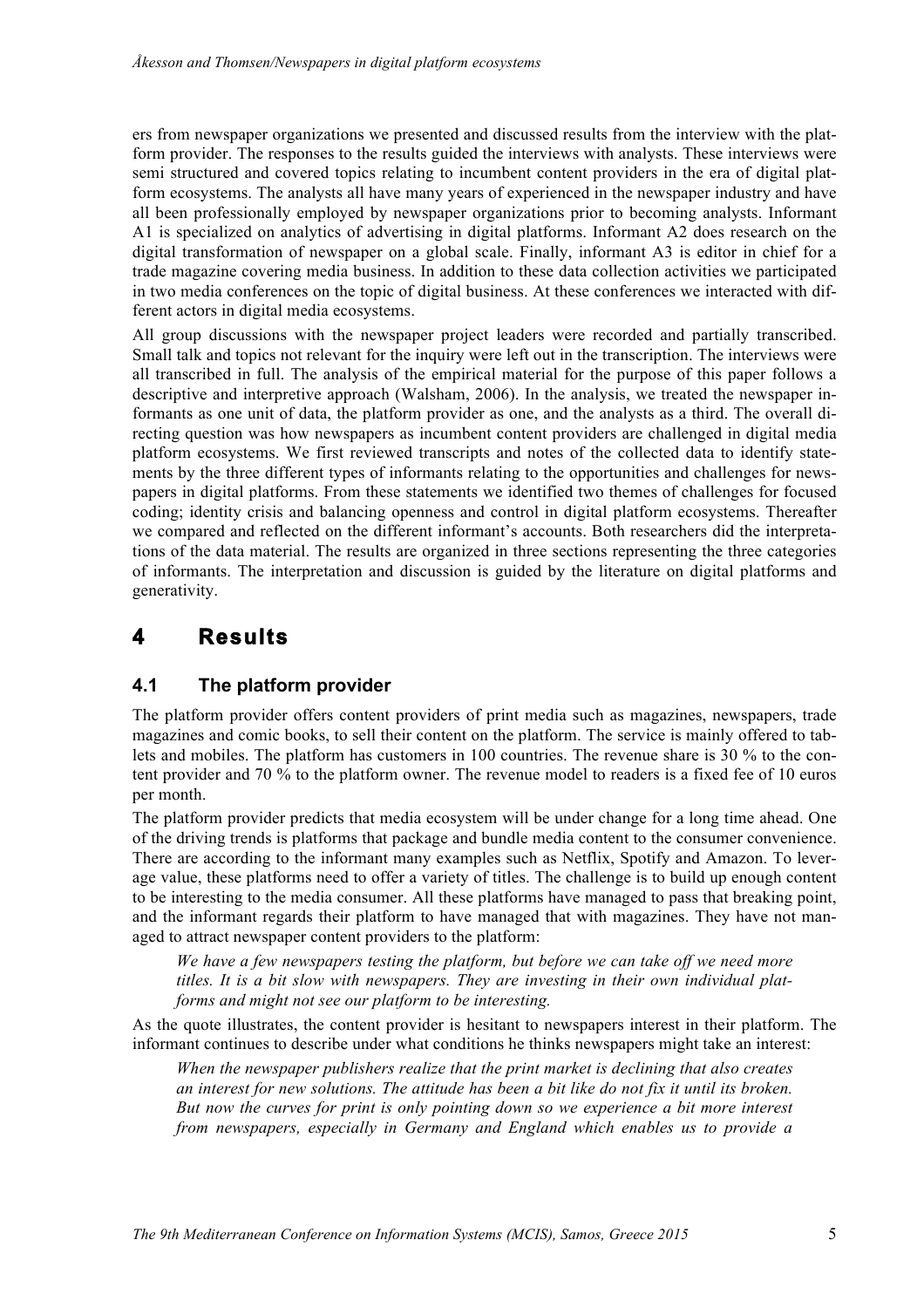ers from newspaper organizations we presented and discussed results from the interview with the platform provider. The responses to the results guided the interviews with analysts. These interviews were semi structured and covered topics relating to incumbent content providers in the era of digital platform ecosystems. The analysts all have many years of experienced in the newspaper industry and have all been professionally employed by newspaper organizations prior to becoming analysts. Informant A1 is specialized on analytics of advertising in digital platforms. Informant A2 does research on the digital transformation of newspaper on a global scale. Finally, informant A3 is editor in chief for a trade magazine covering media business. In addition to these data collection activities we participated in two media conferences on the topic of digital business. At these conferences we interacted with different actors in digital media ecosystems.

All group discussions with the newspaper project leaders were recorded and partially transcribed. Small talk and topics not relevant for the inquiry were left out in the transcription. The interviews were all transcribed in full. The analysis of the empirical material for the purpose of this paper follows a descriptive and interpretive approach (Walsham, 2006). In the analysis, we treated the newspaper informants as one unit of data, the platform provider as one, and the analysts as a third. The overall directing question was how newspapers as incumbent content providers are challenged in digital media platform ecosystems. We first reviewed transcripts and notes of the collected data to identify statements by the three different types of informants relating to the opportunities and challenges for newspapers in digital platforms. From these statements we identified two themes of challenges for focused coding; identity crisis and balancing openness and control in digital platform ecosystems. Thereafter we compared and reflected on the different informant's accounts. Both researchers did the interpretations of the data material. The results are organized in three sections representing the three categories of informants. The interpretation and discussion is guided by the literature on digital platforms and generativity.

# 4 Results

## 4.1 The platform provider

The platform provider offers content providers of print media such as magazines, newspapers, trade magazines and comic books, to sell their content on the platform. The service is mainly offered to tablets and mobiles. The platform has customers in 100 countries. The revenue share is 30 % to the content provider and 70 % to the platform owner. The revenue model to readers is a fixed fee of 10 euros per month.

The platform provider predicts that media ecosystem will be under change for a long time ahead. One of the driving trends is platforms that package and bundle media content to the consumer convenience. There are according to the informant many examples such as Netflix, Spotify and Amazon. To leverage value, these platforms need to offer a variety of titles. The challenge is to build up enough content to be interesting to the media consumer. All these platforms have managed to pass that breaking point, and the informant regards their platform to have managed that with magazines. They have not managed to attract newspaper content providers to the platform:

> *We have a few newspapers testing the platform, but before we can take off we need more titles. It is a bit slow with newspapers. They are investing in their own individual platforms and might not see our platform to be interesting.*

As the quote illustrates, the content provider is hesitant to newspapers interest in their platform. The informant continues to describe under what conditions he thinks newspapers might take an interest:

> *When the newspaper publishers realize that the print market is declining that also creates an interest for new solutions. The attitude has been a bit like do not fix it until its broken. But now the curves for print is only pointing down so we experience a bit more interest from newspapers, especially in Germany and England which enables us to provide a*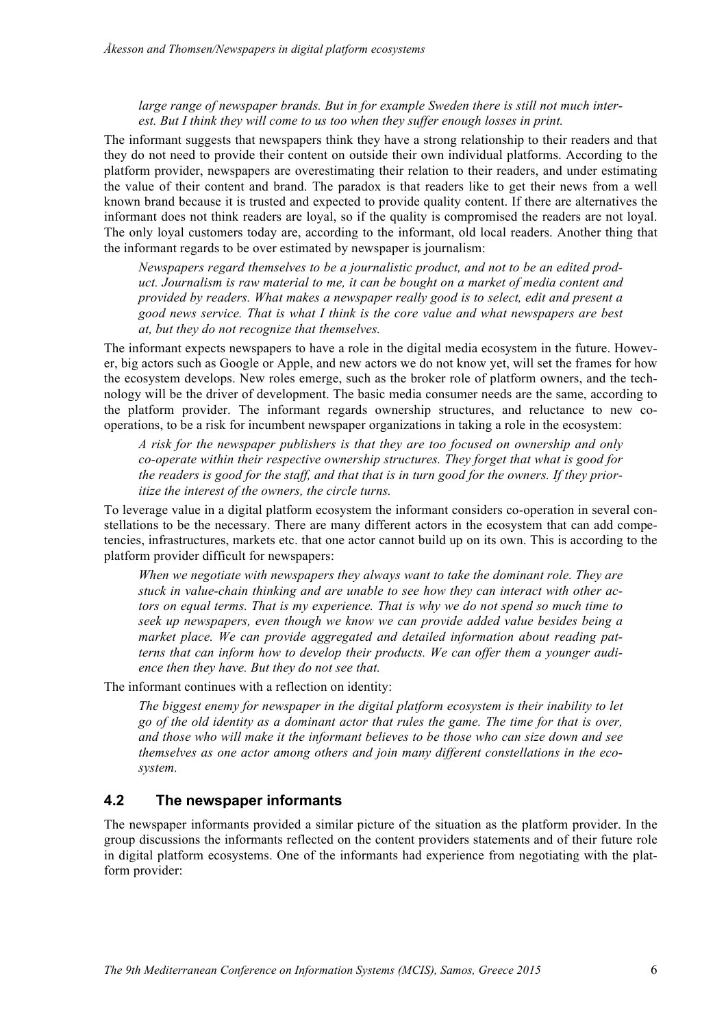*large range of newspaper brands. But in for example Sweden there is still not much interest. But I think they will come to us too when they suffer enough losses in print.*

The informant suggests that newspapers think they have a strong relationship to their readers and that they do not need to provide their content on outside their own individual platforms. According to the platform provider, newspapers are overestimating their relation to their readers, and under estimating the value of their content and brand. The paradox is that readers like to get their news from a well known brand because it is trusted and expected to provide quality content. If there are alternatives the informant does not think readers are loyal, so if the quality is compromised the readers are not loyal. The only loyal customers today are, according to the informant, old local readers. Another thing that the informant regards to be over estimated by newspaper is journalism:

> *Newspapers regard themselves to be a journalistic product, and not to be an edited product. Journalism is raw material to me, it can be bought on a market of media content and provided by readers. What makes a newspaper really good is to select, edit and present a good news service. That is what I think is the core value and what newspapers are best at, but they do not recognize that themselves.*

The informant expects newspapers to have a role in the digital media ecosystem in the future. However, big actors such as Google or Apple, and new actors we do not know yet, will set the frames for how the ecosystem develops. New roles emerge, such as the broker role of platform owners, and the technology will be the driver of development. The basic media consumer needs are the same, according to the platform provider. The informant regards ownership structures, and reluctance to new co-operations, to be a risk for incumbent newspaper organizations in taking a role in the ecosystem:

> *A risk for the newspaper publishers is that they are too focused on ownership and only co-operate within their respective ownership structures. They forget that what is good for the readers is good for the staff, and that that is in turn good for the owners. If they prioritize the interest of the owners, the circle turns.*

To leverage value in a digital platform ecosystem the informant considers co-operation in several constellations to be the necessary. There are many different actors in the ecosystem that can add competencies, infrastructures, markets etc. that one actor cannot build up on its own. This is according to the platform provider difficult for newspapers:

> *When we negotiate with newspapers they always want to take the dominant role. They are stuck in value-chain thinking and are unable to see how they can interact with other actors on equal terms. That is my experience. That is why we do not spend so much time to seek up newspapers, even though we know we can provide added value besides being a market place. We can provide aggregated and detailed information about reading patterns that can inform how to develop their products. We can offer them a younger audience then they have. But they do not see that.*

The informant continues with a reflection on identity:

> *The biggest enemy for newspaper in the digital platform ecosystem is their inability to let go of the old identity as a dominant actor that rules the game. The time for that is over, and those who will make it the informant believes to be those who can size down and see themselves as one actor among others and join many different constellations in the ecosystem.*

## 4.2 The newspaper informants

The newspaper informants provided a similar picture of the situation as the platform provider. In the group discussions the informants reflected on the content providers statements and of their future role in digital platform ecosystems. One of the informants had experience from negotiating with the platform provider: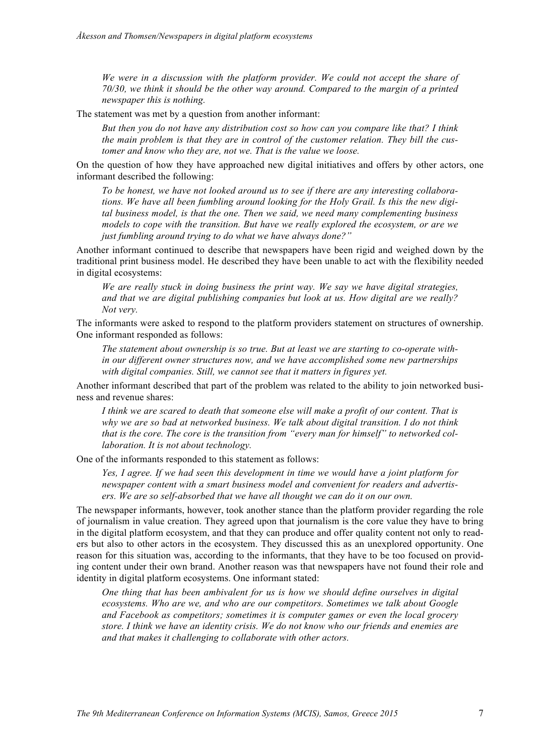*We were in a discussion with the platform provider. We could not accept the share of 70/30, we think it should be the other way around. Compared to the margin of a printed newspaper this is nothing.*

The statement was met by a question from another informant:

*But then you do not have any distribution cost so how can you compare like that? I think the main problem is that they are in control of the customer relation. They bill the customer and know who they are, not we. That is the value we loose.*

On the question of how they have approached new digital initiatives and offers by other actors, one informant described the following:

*To be honest, we have not looked around us to see if there are any interesting collaborations. We have all been fumbling around looking for the Holy Grail. Is this the new digital business model, is that the one. Then we said, we need many complementing business models to cope with the transition. But have we really explored the ecosystem, or are we just fumbling around trying to do what we have always done?"*

Another informant continued to describe that newspapers have been rigid and weighed down by the traditional print business model. He described they have been unable to act with the flexibility needed in digital ecosystems:

*We are really stuck in doing business the print way. We say we have digital strategies, and that we are digital publishing companies but look at us. How digital are we really? Not very.*

The informants were asked to respond to the platform providers statement on structures of ownership. One informant responded as follows:

*The statement about ownership is so true. But at least we are starting to co-operate within our different owner structures now, and we have accomplished some new partnerships with digital companies. Still, we cannot see that it matters in figures yet.*

Another informant described that part of the problem was related to the ability to join networked business and revenue shares:

*I think we are scared to death that someone else will make a profit of our content. That is why we are so bad at networked business. We talk about digital transition. I do not think that is the core. The core is the transition from "every man for himself" to networked collaboration. It is not about technology.*

One of the informants responded to this statement as follows:

*Yes, I agree. If we had seen this development in time we would have a joint platform for newspaper content with a smart business model and convenient for readers and advertisers. We are so self-absorbed that we have all thought we can do it on our own.*

The newspaper informants, however, took another stance than the platform provider regarding the role of journalism in value creation. They agreed upon that journalism is the core value they have to bring in the digital platform ecosystem, and that they can produce and offer quality content not only to readers but also to other actors in the ecosystem. They discussed this as an unexplored opportunity. One reason for this situation was, according to the informants, that they have to be too focused on providing content under their own brand. Another reason was that newspapers have not found their role and identity in digital platform ecosystems. One informant stated:

*One thing that has been ambivalent for us is how we should define ourselves in digital ecosystems. Who are we, and who are our competitors. Sometimes we talk about Google and Facebook as competitors; sometimes it is computer games or even the local grocery store. I think we have an identity crisis. We do not know who our friends and enemies are and that makes it challenging to collaborate with other actors.*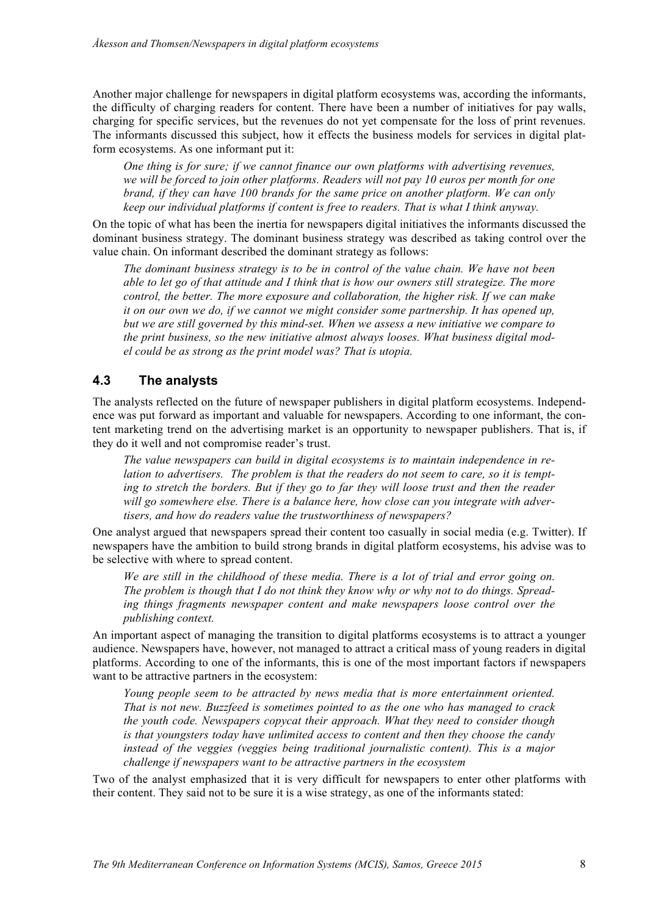Another major challenge for newspapers in digital platform ecosystems was, according the informants, the difficulty of charging readers for content. There have been a number of initiatives for pay walls, charging for specific services, but the revenues do not yet compensate for the loss of print revenues. The informants discussed this subject, how it effects the business models for services in digital platform ecosystems. As one informant put it:

> *One thing is for sure; if we cannot finance our own platforms with advertising revenues, we will be forced to join other platforms. Readers will not pay 10 euros per month for one brand, if they can have 100 brands for the same price on another platform. We can only keep our individual platforms if content is free to readers. That is what I think anyway.*

On the topic of what has been the inertia for newspapers digital initiatives the informants discussed the dominant business strategy. The dominant business strategy was described as taking control over the value chain. On informant described the dominant strategy as follows:

> *The dominant business strategy is to be in control of the value chain. We have not been able to let go of that attitude and I think that is how our owners still strategize. The more control, the better. The more exposure and collaboration, the higher risk. If we can make it on our own we do, if we cannot we might consider some partnership. It has opened up, but we are still governed by this mind-set. When we assess a new initiative we compare to the print business, so the new initiative almost always looses. What business digital model could be as strong as the print model was? That is utopia.*

## 4.3 The analysts

The analysts reflected on the future of newspaper publishers in digital platform ecosystems. Independence was put forward as important and valuable for newspapers. According to one informant, the content marketing trend on the advertising market is an opportunity to newspaper publishers. That is, if they do it well and not compromise reader's trust.

> *The value newspapers can build in digital ecosystems is to maintain independence in relation to advertisers. The problem is that the readers do not seem to care, so it is tempting to stretch the borders. But if they go to far they will loose trust and then the reader will go somewhere else. There is a balance here, how close can you integrate with advertisers, and how do readers value the trustworthiness of newspapers?*

One analyst argued that newspapers spread their content too casually in social media (e.g. Twitter). If newspapers have the ambition to build strong brands in digital platform ecosystems, his advise was to be selective with where to spread content.

> *We are still in the childhood of these media. There is a lot of trial and error going on. The problem is though that I do not think they know why or why not to do things. Spreading things fragments newspaper content and make newspapers loose control over the publishing context.*

An important aspect of managing the transition to digital platforms ecosystems is to attract a younger audience. Newspapers have, however, not managed to attract a critical mass of young readers in digital platforms. According to one of the informants, this is one of the most important factors if newspapers want to be attractive partners in the ecosystem:

> *Young people seem to be attracted by news media that is more entertainment oriented. That is not new. Buzzfeed is sometimes pointed to as the one who has managed to crack the youth code. Newspapers copycat their approach. What they need to consider though is that youngsters today have unlimited access to content and then they choose the candy instead of the veggies (veggies being traditional journalistic content). This is a major challenge if newspapers want to be attractive partners in the ecosystem*

Two of the analyst emphasized that it is very difficult for newspapers to enter other platforms with their content. They said not to be sure it is a wise strategy, as one of the informants stated: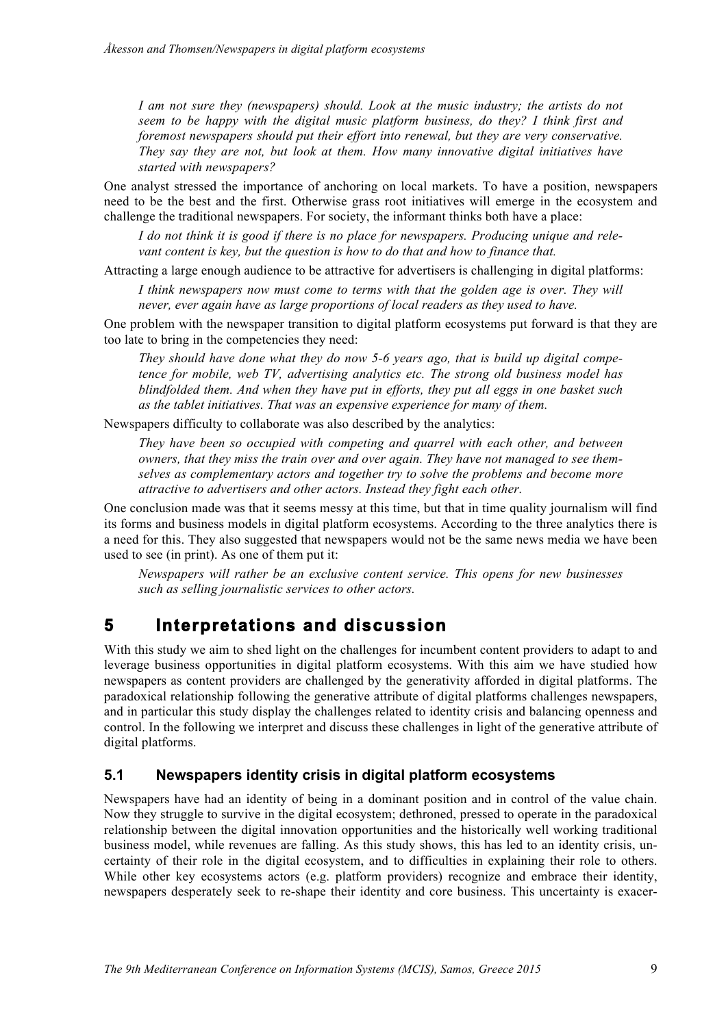*I am not sure they (newspapers) should. Look at the music industry; the artists do not seem to be happy with the digital music platform business, do they? I think first and foremost newspapers should put their effort into renewal, but they are very conservative. They say they are not, but look at them. How many innovative digital initiatives have started with newspapers?*

One analyst stressed the importance of anchoring on local markets. To have a position, newspapers need to be the best and the first. Otherwise grass root initiatives will emerge in the ecosystem and challenge the traditional newspapers. For society, the informant thinks both have a place:

*I do not think it is good if there is no place for newspapers. Producing unique and relevant content is key, but the question is how to do that and how to finance that.*

Attracting a large enough audience to be attractive for advertisers is challenging in digital platforms:

*I think newspapers now must come to terms with that the golden age is over. They will never, ever again have as large proportions of local readers as they used to have.*

One problem with the newspaper transition to digital platform ecosystems put forward is that they are too late to bring in the competencies they need:

*They should have done what they do now 5-6 years ago, that is build up digital competence for mobile, web TV, advertising analytics etc. The strong old business model has blindfolded them. And when they have put in efforts, they put all eggs in one basket such as the tablet initiatives. That was an expensive experience for many of them.*

Newspapers difficulty to collaborate was also described by the analytics:

*They have been so occupied with competing and quarrel with each other, and between owners, that they miss the train over and over again. They have not managed to see themselves as complementary actors and together try to solve the problems and become more attractive to advertisers and other actors. Instead they fight each other.*

One conclusion made was that it seems messy at this time, but that in time quality journalism will find its forms and business models in digital platform ecosystems. According to the three analytics there is a need for this. They also suggested that newspapers would not be the same news media we have been used to see (in print). As one of them put it:

*Newspapers will rather be an exclusive content service. This opens for new businesses such as selling journalistic services to other actors.*

# 5 Interpretations and discussion

With this study we aim to shed light on the challenges for incumbent content providers to adapt to and leverage business opportunities in digital platform ecosystems. With this aim we have studied how newspapers as content providers are challenged by the generativity afforded in digital platforms. The paradoxical relationship following the generative attribute of digital platforms challenges newspapers, and in particular this study display the challenges related to identity crisis and balancing openness and control. In the following we interpret and discuss these challenges in light of the generative attribute of digital platforms.

## 5.1 Newspapers identity crisis in digital platform ecosystems

Newspapers have had an identity of being in a dominant position and in control of the value chain. Now they struggle to survive in the digital ecosystem; dethroned, pressed to operate in the paradoxical relationship between the digital innovation opportunities and the historically well working traditional business model, while revenues are falling. As this study shows, this has led to an identity crisis, uncertainty of their role in the digital ecosystem, and to difficulties in explaining their role to others. While other key ecosystems actors (e.g. platform providers) recognize and embrace their identity, newspapers desperately seek to re-shape their identity and core business. This uncertainty is exacer-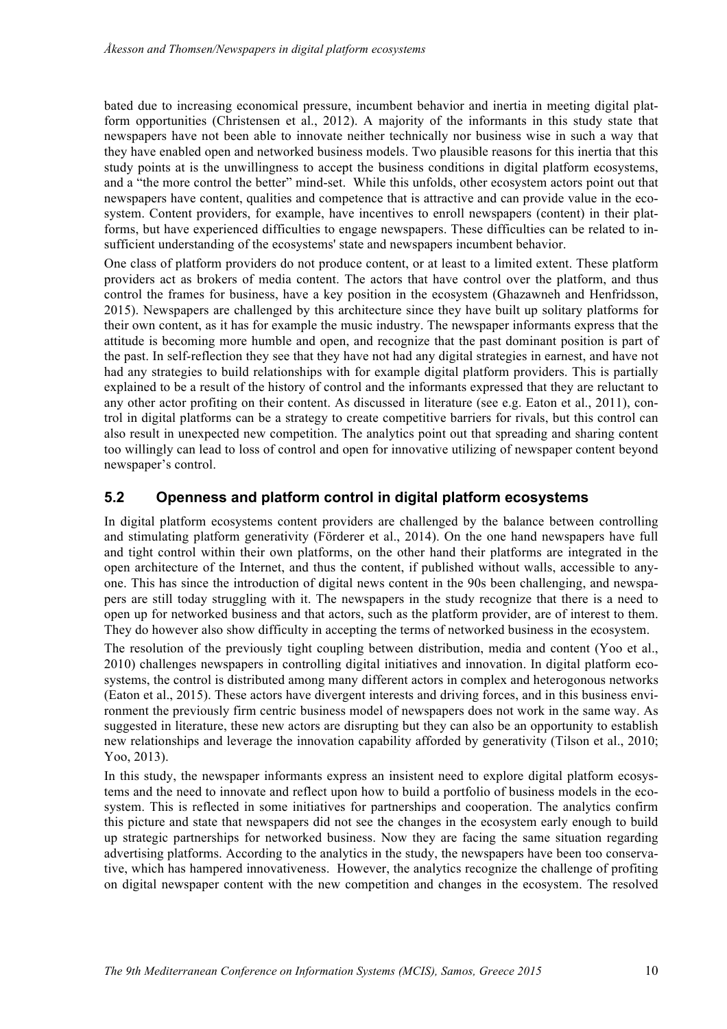bated due to increasing economical pressure, incumbent behavior and inertia in meeting digital platform opportunities (Christensen et al., 2012). A majority of the informants in this study state that newspapers have not been able to innovate neither technically nor business wise in such a way that they have enabled open and networked business models. Two plausible reasons for this inertia that this study points at is the unwillingness to accept the business conditions in digital platform ecosystems, and a "the more control the better" mind-set. While this unfolds, other ecosystem actors point out that newspapers have content, qualities and competence that is attractive and can provide value in the ecosystem. Content providers, for example, have incentives to enroll newspapers (content) in their platforms, but have experienced difficulties to engage newspapers. These difficulties can be related to insufficient understanding of the ecosystems' state and newspapers incumbent behavior.

One class of platform providers do not produce content, or at least to a limited extent. These platform providers act as brokers of media content. The actors that have control over the platform, and thus control the frames for business, have a key position in the ecosystem (Ghazawneh and Henfridsson, 2015). Newspapers are challenged by this architecture since they have built up solitary platforms for their own content, as it has for example the music industry. The newspaper informants express that the attitude is becoming more humble and open, and recognize that the past dominant position is part of the past. In self-reflection they see that they have not had any digital strategies in earnest, and have not had any strategies to build relationships with for example digital platform providers. This is partially explained to be a result of the history of control and the informants expressed that they are reluctant to any other actor profiting on their content. As discussed in literature (see e.g. Eaton et al., 2011), control in digital platforms can be a strategy to create competitive barriers for rivals, but this control can also result in unexpected new competition. The analytics point out that spreading and sharing content too willingly can lead to loss of control and open for innovative utilizing of newspaper content beyond newspaper's control.

## 5.2 Openness and platform control in digital platform ecosystems

In digital platform ecosystems content providers are challenged by the balance between controlling and stimulating platform generativity (Förderer et al., 2014). On the one hand newspapers have full and tight control within their own platforms, on the other hand their platforms are integrated in the open architecture of the Internet, and thus the content, if published without walls, accessible to anyone. This has since the introduction of digital news content in the 90s been challenging, and newspapers are still today struggling with it. The newspapers in the study recognize that there is a need to open up for networked business and that actors, such as the platform provider, are of interest to them. They do however also show difficulty in accepting the terms of networked business in the ecosystem.

The resolution of the previously tight coupling between distribution, media and content (Yoo et al., 2010) challenges newspapers in controlling digital initiatives and innovation. In digital platform ecosystems, the control is distributed among many different actors in complex and heterogonous networks (Eaton et al., 2015). These actors have divergent interests and driving forces, and in this business environment the previously firm centric business model of newspapers does not work in the same way. As suggested in literature, these new actors are disrupting but they can also be an opportunity to establish new relationships and leverage the innovation capability afforded by generativity (Tilson et al., 2010; Yoo, 2013).

In this study, the newspaper informants express an insistent need to explore digital platform ecosystems and the need to innovate and reflect upon how to build a portfolio of business models in the ecosystem. This is reflected in some initiatives for partnerships and cooperation. The analytics confirm this picture and state that newspapers did not see the changes in the ecosystem early enough to build up strategic partnerships for networked business. Now they are facing the same situation regarding advertising platforms. According to the analytics in the study, the newspapers have been too conservative, which has hampered innovativeness. However, the analytics recognize the challenge of profiting on digital newspaper content with the new competition and changes in the ecosystem. The resolved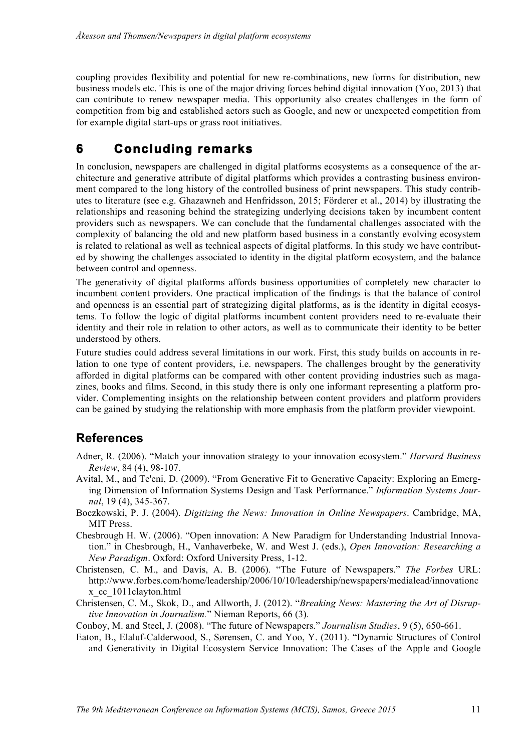coupling provides flexibility and potential for new re-combinations, new forms for distribution, new business models etc. This is one of the major driving forces behind digital innovation (Yoo, 2013) that can contribute to renew newspaper media. This opportunity also creates challenges in the form of competition from big and established actors such as Google, and new or unexpected competition from for example digital start-ups or grass root initiatives.

# 6 Concluding remarks

In conclusion, newspapers are challenged in digital platforms ecosystems as a consequence of the architecture and generative attribute of digital platforms which provides a contrasting business environment compared to the long history of the controlled business of print newspapers. This study contributes to literature (see e.g. Ghazawneh and Henfridsson, 2015; Förderer et al., 2014) by illustrating the relationships and reasoning behind the strategizing underlying decisions taken by incumbent content providers such as newspapers. We can conclude that the fundamental challenges associated with the complexity of balancing the old and new platform based business in a constantly evolving ecosystem is related to relational as well as technical aspects of digital platforms. In this study we have contributed by showing the challenges associated to identity in the digital platform ecosystem, and the balance between control and openness.

The generativity of digital platforms affords business opportunities of completely new character to incumbent content providers. One practical implication of the findings is that the balance of control and openness is an essential part of strategizing digital platforms, as is the identity in digital ecosystems. To follow the logic of digital platforms incumbent content providers need to re-evaluate their identity and their role in relation to other actors, as well as to communicate their identity to be better understood by others.

Future studies could address several limitations in our work. First, this study builds on accounts in relation to one type of content providers, i.e. newspapers. The challenges brought by the generativity afforded in digital platforms can be compared with other content providing industries such as magazines, books and films. Second, in this study there is only one informant representing a platform provider. Complementing insights on the relationship between content providers and platform providers can be gained by studying the relationship with more emphasis from the platform provider viewpoint.

# References

Adner, R. (2006). "Match your innovation strategy to your innovation ecosystem." *Harvard Business Review*, 84 (4), 98-107.

Avital, M., and Te'eni, D. (2009). "From Generative Fit to Generative Capacity: Exploring an Emerging Dimension of Information Systems Design and Task Performance." *Information Systems Journal*, 19 (4), 345-367.

Boczkowski, P. J. (2004). *Digitizing the News: Innovation in Online Newspapers*. Cambridge, MA, MIT Press.

Chesbrough H. W. (2006). "Open innovation: A New Paradigm for Understanding Industrial Innovation." in Chesbrough, H., Vanhaverbeke, W. and West J. (eds.), *Open Innovation: Researching a New Paradigm*. Oxford: Oxford University Press, 1-12.

Christensen, C. M., and Davis, A. B. (2006). "The Future of Newspapers." *The Forbes* URL: http://www.forbes.com/home/leadership/2006/10/10/leadership/newspapers/medialead/innovationcx_cc_1011clayton.html

Christensen, C. M., Skok, D., and Allworth, J. (2012). "*Breaking News: Mastering the Art of Disruptive Innovation in Journalism.*" Nieman Reports, 66 (3).

Conboy, M. and Steel, J. (2008). "The future of Newspapers." *Journalism Studies*, 9 (5), 650-661.

Eaton, B., Elaluf-Calderwood, S., Sørensen, C. and Yoo, Y. (2011). "Dynamic Structures of Control and Generativity in Digital Ecosystem Service Innovation: The Cases of the Apple and Google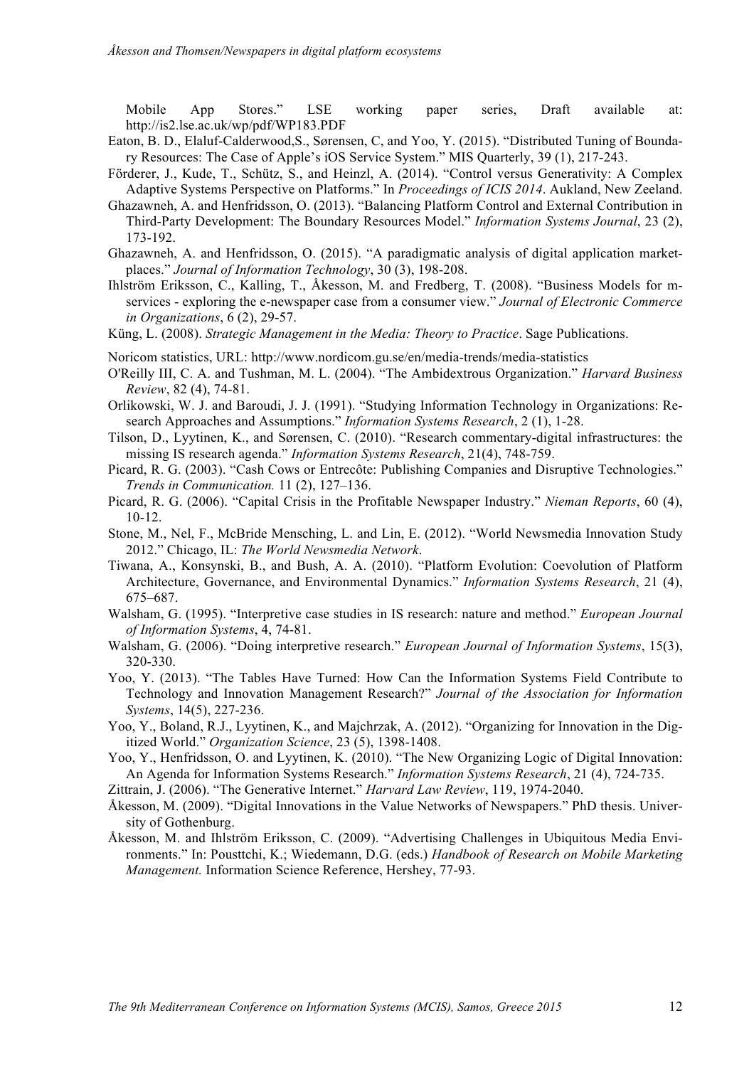Mobile App Stores." LSE working paper series, Draft available at: http://is2.lse.ac.uk/wp/pdf/WP183.PDF

Eaton, B. D., Elaluf-Calderwood,S., Sørensen, C, and Yoo, Y. (2015). "Distributed Tuning of Boundary Resources: The Case of Apple's iOS Service System." MIS Quarterly, 39 (1), 217-243.

Förderer, J., Kude, T., Schütz, S., and Heinzl, A. (2014). "Control versus Generativity: A Complex Adaptive Systems Perspective on Platforms." In *Proceedings of ICIS 2014*. Aukland, New Zeeland.

Ghazawneh, A. and Henfridsson, O. (2013). "Balancing Platform Control and External Contribution in Third-Party Development: The Boundary Resources Model." *Information Systems Journal*, 23 (2), 173-192.

Ghazawneh, A. and Henfridsson, O. (2015). "A paradigmatic analysis of digital application marketplaces." *Journal of Information Technology*, 30 (3), 198-208.

Ihlström Eriksson, C., Kalling, T., Åkesson, M. and Fredberg, T. (2008). "Business Models for m-services - exploring the e-newspaper case from a consumer view." *Journal of Electronic Commerce in Organizations*, 6 (2), 29-57.

Küng, L. (2008). *Strategic Management in the Media: Theory to Practice*. Sage Publications.

Noricom statistics, URL: http://www.nordicom.gu.se/en/media-trends/media-statistics

O'Reilly III, C. A. and Tushman, M. L. (2004). "The Ambidextrous Organization." *Harvard Business Review*, 82 (4), 74-81.

Orlikowski, W. J. and Baroudi, J. J. (1991). "Studying Information Technology in Organizations: Research Approaches and Assumptions." *Information Systems Research*, 2 (1), 1-28.

Tilson, D., Lyytinen, K., and Sørensen, C. (2010). "Research commentary-digital infrastructures: the missing IS research agenda." *Information Systems Research*, 21(4), 748-759.

Picard, R. G. (2003). "Cash Cows or Entrecôte: Publishing Companies and Disruptive Technologies." *Trends in Communication.* 11 (2), 127–136.

Picard, R. G. (2006). "Capital Crisis in the Profitable Newspaper Industry." *Nieman Reports*, 60 (4), 10-12.

Stone, M., Nel, F., McBride Mensching, L. and Lin, E. (2012). "World Newsmedia Innovation Study 2012." Chicago, IL: *The World Newsmedia Network*.

Tiwana, A., Konsynski, B., and Bush, A. A. (2010). "Platform Evolution: Coevolution of Platform Architecture, Governance, and Environmental Dynamics." *Information Systems Research*, 21 (4), 675–687.

Walsham, G. (1995). "Interpretive case studies in IS research: nature and method." *European Journal of Information Systems*, 4, 74-81.

Walsham, G. (2006). "Doing interpretive research." *European Journal of Information Systems*, 15(3), 320-330.

Yoo, Y. (2013). "The Tables Have Turned: How Can the Information Systems Field Contribute to Technology and Innovation Management Research?" *Journal of the Association for Information Systems*, 14(5), 227-236.

Yoo, Y., Boland, R.J., Lyytinen, K., and Majchrzak, A. (2012). "Organizing for Innovation in the Digitized World." *Organization Science*, 23 (5), 1398-1408.

Yoo, Y., Henfridsson, O. and Lyytinen, K. (2010). "The New Organizing Logic of Digital Innovation: An Agenda for Information Systems Research." *Information Systems Research*, 21 (4), 724-735.

Zittrain, J. (2006). "The Generative Internet." *Harvard Law Review*, 119, 1974-2040.

Åkesson, M. (2009). "Digital Innovations in the Value Networks of Newspapers." PhD thesis. University of Gothenburg.

Åkesson, M. and Ihlström Eriksson, C. (2009). "Advertising Challenges in Ubiquitous Media Environments." In: Pousttchi, K.; Wiedemann, D.G. (eds.) *Handbook of Research on Mobile Marketing Management.* Information Science Reference, Hershey, 77-93.